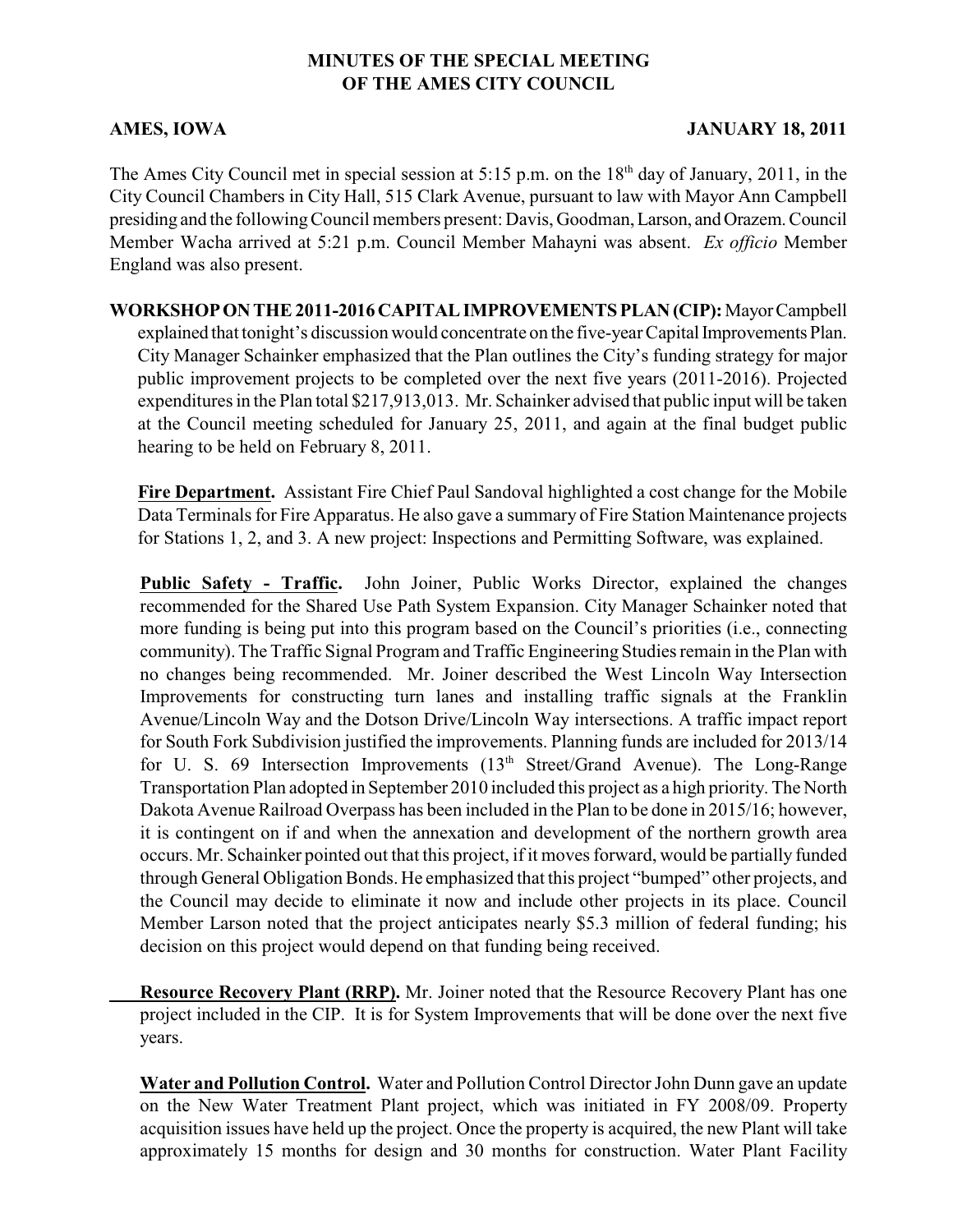# MINUTES OF THE SPECIAL MEETING OF THE AMES CITY COUNCIL

**AMES, IOWA** **JANUARY 18, 2011**

The Ames City Council met in special session at 5:15 p.m. on the 18th day of January, 2011, in the City Council Chambers in City Hall, 515 Clark Avenue, pursuant to law with Mayor Ann Campbell presiding and the following Council members present: Davis, Goodman, Larson, and Orazem. Council Member Wacha arrived at 5:21 p.m. Council Member Mahayni was absent. *Ex officio* Member England was also present.

**WORKSHOP ON THE 2011-2016 CAPITAL IMPROVEMENTS PLAN (CIP):** Mayor Campbell explained that tonight's discussion would concentrate on the five-year Capital Improvements Plan. City Manager Schainker emphasized that the Plan outlines the City's funding strategy for major public improvement projects to be completed over the next five years (2011-2016). Projected expenditures in the Plan total $217,913,013. Mr. Schainker advised that public input will be taken at the Council meeting scheduled for January 25, 2011, and again at the final budget public hearing to be held on February 8, 2011.

**Fire Department.** Assistant Fire Chief Paul Sandoval highlighted a cost change for the Mobile Data Terminals for Fire Apparatus. He also gave a summary of Fire Station Maintenance projects for Stations 1, 2, and 3. A new project: Inspections and Permitting Software, was explained.

**Public Safety - Traffic.** John Joiner, Public Works Director, explained the changes recommended for the Shared Use Path System Expansion. City Manager Schainker noted that more funding is being put into this program based on the Council's priorities (i.e., connecting community). The Traffic Signal Program and Traffic Engineering Studies remain in the Plan with no changes being recommended. Mr. Joiner described the West Lincoln Way Intersection Improvements for constructing turn lanes and installing traffic signals at the Franklin Avenue/Lincoln Way and the Dotson Drive/Lincoln Way intersections. A traffic impact report for South Fork Subdivision justified the improvements. Planning funds are included for 2013/14 for U. S. 69 Intersection Improvements (13th Street/Grand Avenue). The Long-Range Transportation Plan adopted in September 2010 included this project as a high priority. The North Dakota Avenue Railroad Overpass has been included in the Plan to be done in 2015/16; however, it is contingent on if and when the annexation and development of the northern growth area occurs. Mr. Schainker pointed out that this project, if it moves forward, would be partially funded through General Obligation Bonds. He emphasized that this project "bumped" other projects, and the Council may decide to eliminate it now and include other projects in its place. Council Member Larson noted that the project anticipates nearly $5.3 million of federal funding; his decision on this project would depend on that funding being received.

**Resource Recovery Plant (RRP).** Mr. Joiner noted that the Resource Recovery Plant has one project included in the CIP. It is for System Improvements that will be done over the next five years.

**Water and Pollution Control.** Water and Pollution Control Director John Dunn gave an update on the New Water Treatment Plant project, which was initiated in FY 2008/09. Property acquisition issues have held up the project. Once the property is acquired, the new Plant will take approximately 15 months for design and 30 months for construction. Water Plant Facility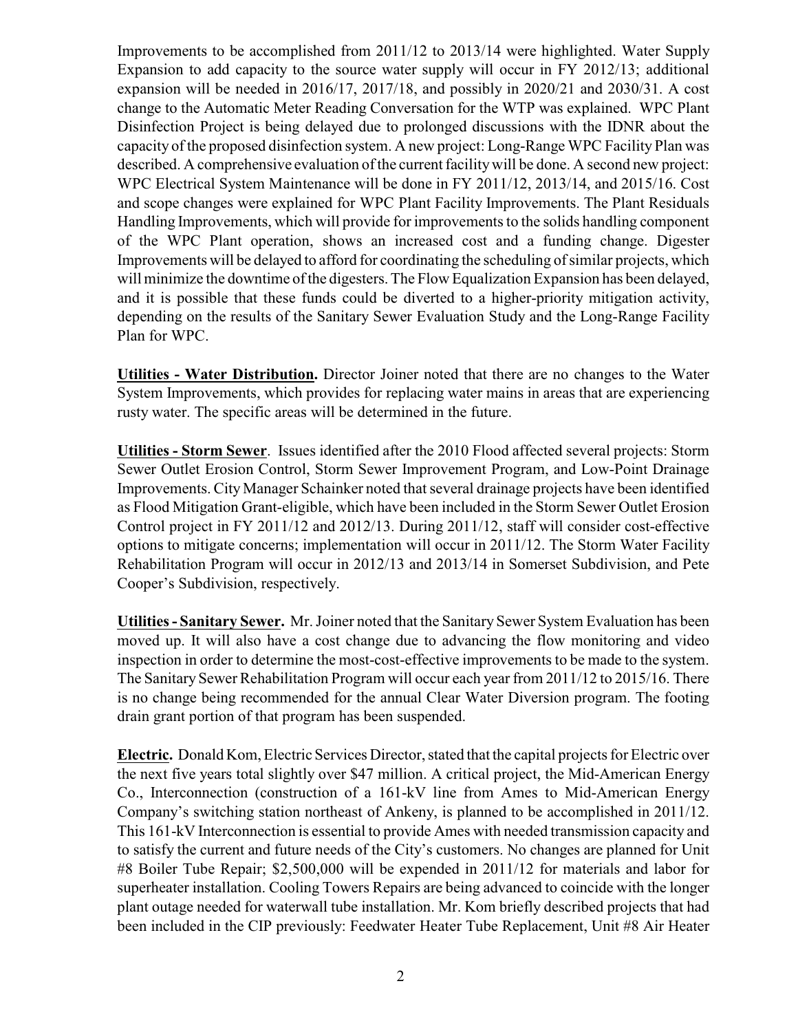Improvements to be accomplished from 2011/12 to 2013/14 were highlighted. Water Supply Expansion to add capacity to the source water supply will occur in FY 2012/13; additional expansion will be needed in 2016/17, 2017/18, and possibly in 2020/21 and 2030/31. A cost change to the Automatic Meter Reading Conversation for the WTP was explained. WPC Plant Disinfection Project is being delayed due to prolonged discussions with the IDNR about the capacity of the proposed disinfection system. A new project: Long-Range WPC Facility Plan was described. A comprehensive evaluation of the current facility will be done. A second new project: WPC Electrical System Maintenance will be done in FY 2011/12, 2013/14, and 2015/16. Cost and scope changes were explained for WPC Plant Facility Improvements. The Plant Residuals Handling Improvements, which will provide for improvements to the solids handling component of the WPC Plant operation, shows an increased cost and a funding change. Digester Improvements will be delayed to afford for coordinating the scheduling of similar projects, which will minimize the downtime of the digesters. The Flow Equalization Expansion has been delayed, and it is possible that these funds could be diverted to a higher-priority mitigation activity, depending on the results of the Sanitary Sewer Evaluation Study and the Long-Range Facility Plan for WPC.

**Utilities - Water Distribution.** Director Joiner noted that there are no changes to the Water System Improvements, which provides for replacing water mains in areas that are experiencing rusty water. The specific areas will be determined in the future.

**Utilities - Storm Sewer**. Issues identified after the 2010 Flood affected several projects: Storm Sewer Outlet Erosion Control, Storm Sewer Improvement Program, and Low-Point Drainage Improvements. City Manager Schainker noted that several drainage projects have been identified as Flood Mitigation Grant-eligible, which have been included in the Storm Sewer Outlet Erosion Control project in FY 2011/12 and 2012/13. During 2011/12, staff will consider cost-effective options to mitigate concerns; implementation will occur in 2011/12. The Storm Water Facility Rehabilitation Program will occur in 2012/13 and 2013/14 in Somerset Subdivision, and Pete Cooper's Subdivision, respectively.

**Utilities - Sanitary Sewer.** Mr. Joiner noted that the Sanitary Sewer System Evaluation has been moved up. It will also have a cost change due to advancing the flow monitoring and video inspection in order to determine the most-cost-effective improvements to be made to the system. The Sanitary Sewer Rehabilitation Program will occur each year from 2011/12 to 2015/16. There is no change being recommended for the annual Clear Water Diversion program. The footing drain grant portion of that program has been suspended.

**Electric.** Donald Kom, Electric Services Director, stated that the capital projects for Electric over the next five years total slightly over $47 million. A critical project, the Mid-American Energy Co., Interconnection (construction of a 161-kV line from Ames to Mid-American Energy Company's switching station northeast of Ankeny, is planned to be accomplished in 2011/12. This 161-kV Interconnection is essential to provide Ames with needed transmission capacity and to satisfy the current and future needs of the City's customers. No changes are planned for Unit #8 Boiler Tube Repair; $2,500,000 will be expended in 2011/12 for materials and labor for superheater installation. Cooling Towers Repairs are being advanced to coincide with the longer plant outage needed for waterwall tube installation. Mr. Kom briefly described projects that had been included in the CIP previously: Feedwater Heater Tube Replacement, Unit #8 Air Heater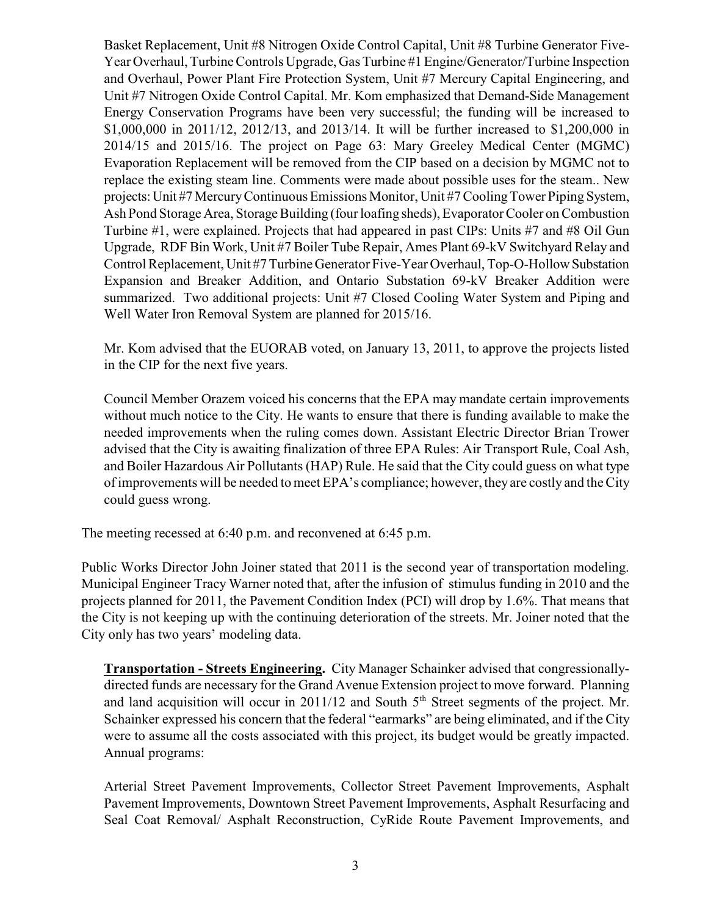Basket Replacement, Unit #8 Nitrogen Oxide Control Capital, Unit #8 Turbine Generator Five-Year Overhaul, Turbine Controls Upgrade, Gas Turbine #1 Engine/Generator/Turbine Inspection and Overhaul, Power Plant Fire Protection System, Unit #7 Mercury Capital Engineering, and Unit #7 Nitrogen Oxide Control Capital. Mr. Kom emphasized that Demand-Side Management Energy Conservation Programs have been very successful; the funding will be increased to $1,000,000 in 2011/12, 2012/13, and 2013/14. It will be further increased to $1,200,000 in 2014/15 and 2015/16. The project on Page 63: Mary Greeley Medical Center (MGMC) Evaporation Replacement will be removed from the CIP based on a decision by MGMC not to replace the existing steam line. Comments were made about possible uses for the steam.. New projects: Unit #7 Mercury Continuous Emissions Monitor, Unit #7 Cooling Tower Piping System, Ash Pond Storage Area, Storage Building (four loafing sheds), Evaporator Cooler on Combustion Turbine #1, were explained. Projects that had appeared in past CIPs: Units #7 and #8 Oil Gun Upgrade, RDF Bin Work, Unit #7 Boiler Tube Repair, Ames Plant 69-kV Switchyard Relay and Control Replacement, Unit #7 Turbine Generator Five-Year Overhaul, Top-O-Hollow Substation Expansion and Breaker Addition, and Ontario Substation 69-kV Breaker Addition were summarized. Two additional projects: Unit #7 Closed Cooling Water System and Piping and Well Water Iron Removal System are planned for 2015/16.

Mr. Kom advised that the EUORAB voted, on January 13, 2011, to approve the projects listed in the CIP for the next five years.

Council Member Orazem voiced his concerns that the EPA may mandate certain improvements without much notice to the City. He wants to ensure that there is funding available to make the needed improvements when the ruling comes down. Assistant Electric Director Brian Trower advised that the City is awaiting finalization of three EPA Rules: Air Transport Rule, Coal Ash, and Boiler Hazardous Air Pollutants (HAP) Rule. He said that the City could guess on what type of improvements will be needed to meet EPA's compliance; however, they are costly and the City could guess wrong.

The meeting recessed at 6:40 p.m. and reconvened at 6:45 p.m.

Public Works Director John Joiner stated that 2011 is the second year of transportation modeling. Municipal Engineer Tracy Warner noted that, after the infusion of stimulus funding in 2010 and the projects planned for 2011, the Pavement Condition Index (PCI) will drop by 1.6%. That means that the City is not keeping up with the continuing deterioration of the streets. Mr. Joiner noted that the City only has two years' modeling data.

**Transportation - Streets Engineering.** City Manager Schainker advised that congressionally-directed funds are necessary for the Grand Avenue Extension project to move forward. Planning and land acquisition will occur in 2011/12 and South 5th Street segments of the project. Mr. Schainker expressed his concern that the federal "earmarks" are being eliminated, and if the City were to assume all the costs associated with this project, its budget would be greatly impacted. Annual programs:

Arterial Street Pavement Improvements, Collector Street Pavement Improvements, Asphalt Pavement Improvements, Downtown Street Pavement Improvements, Asphalt Resurfacing and Seal Coat Removal/ Asphalt Reconstruction, CyRide Route Pavement Improvements, and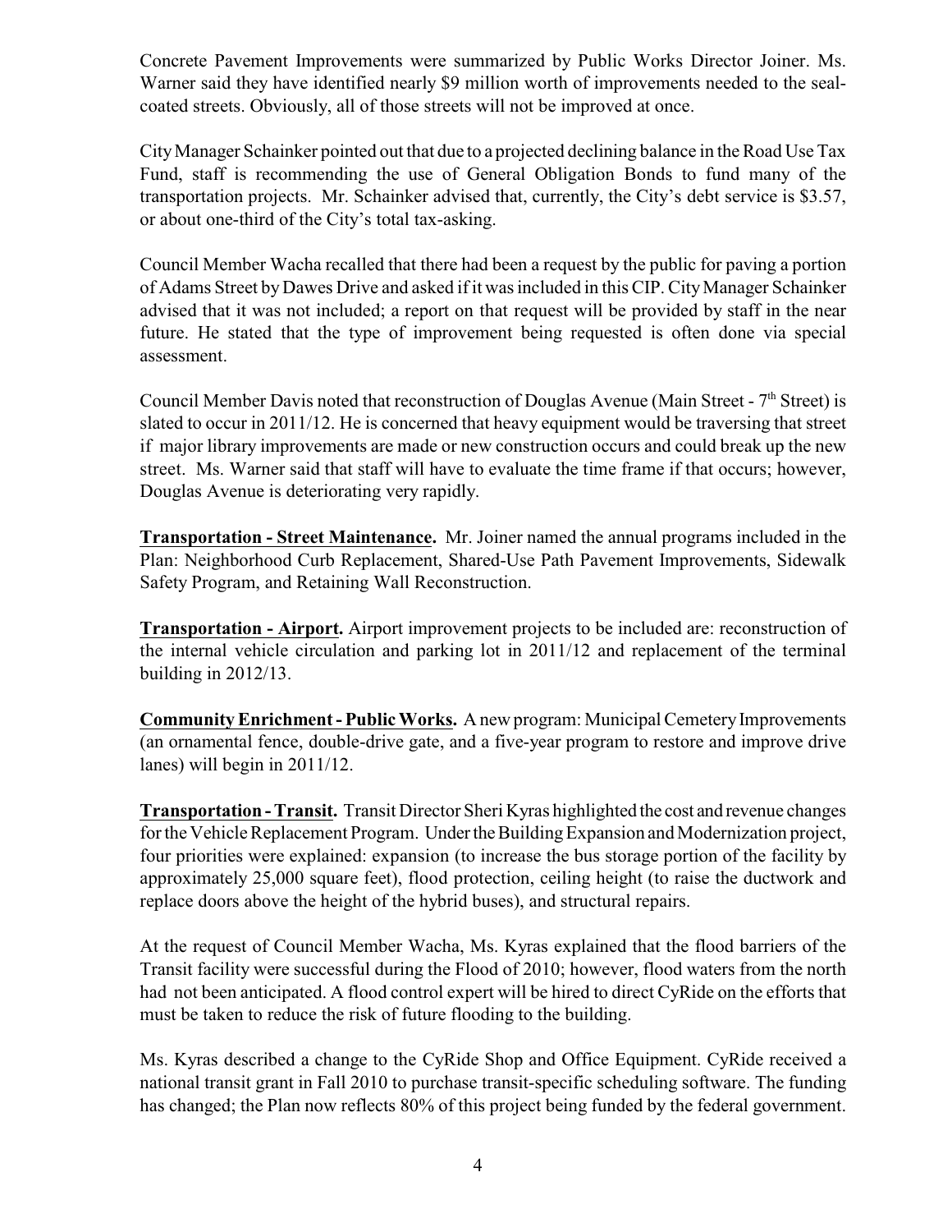Concrete Pavement Improvements were summarized by Public Works Director Joiner. Ms. Warner said they have identified nearly $9 million worth of improvements needed to the seal-coated streets. Obviously, all of those streets will not be improved at once.

City Manager Schainker pointed out that due to a projected declining balance in the Road Use Tax Fund, staff is recommending the use of General Obligation Bonds to fund many of the transportation projects. Mr. Schainker advised that, currently, the City's debt service is $3.57, or about one-third of the City's total tax-asking.

Council Member Wacha recalled that there had been a request by the public for paving a portion of Adams Street by Dawes Drive and asked if it was included in this CIP. City Manager Schainker advised that it was not included; a report on that request will be provided by staff in the near future. He stated that the type of improvement being requested is often done via special assessment.

Council Member Davis noted that reconstruction of Douglas Avenue (Main Street - 7th Street) is slated to occur in 2011/12. He is concerned that heavy equipment would be traversing that street if major library improvements are made or new construction occurs and could break up the new street. Ms. Warner said that staff will have to evaluate the time frame if that occurs; however, Douglas Avenue is deteriorating very rapidly.

**Transportation - Street Maintenance.** Mr. Joiner named the annual programs included in the Plan: Neighborhood Curb Replacement, Shared-Use Path Pavement Improvements, Sidewalk Safety Program, and Retaining Wall Reconstruction.

**Transportation - Airport.** Airport improvement projects to be included are: reconstruction of the internal vehicle circulation and parking lot in 2011/12 and replacement of the terminal building in 2012/13.

**Community Enrichment - Public Works.** A new program: Municipal Cemetery Improvements (an ornamental fence, double-drive gate, and a five-year program to restore and improve drive lanes) will begin in 2011/12.

**Transportation - Transit.** Transit Director Sheri Kyras highlighted the cost and revenue changes for the Vehicle Replacement Program. Under the Building Expansion and Modernization project, four priorities were explained: expansion (to increase the bus storage portion of the facility by approximately 25,000 square feet), flood protection, ceiling height (to raise the ductwork and replace doors above the height of the hybrid buses), and structural repairs.

At the request of Council Member Wacha, Ms. Kyras explained that the flood barriers of the Transit facility were successful during the Flood of 2010; however, flood waters from the north had not been anticipated. A flood control expert will be hired to direct CyRide on the efforts that must be taken to reduce the risk of future flooding to the building.

Ms. Kyras described a change to the CyRide Shop and Office Equipment. CyRide received a national transit grant in Fall 2010 to purchase transit-specific scheduling software. The funding has changed; the Plan now reflects 80% of this project being funded by the federal government.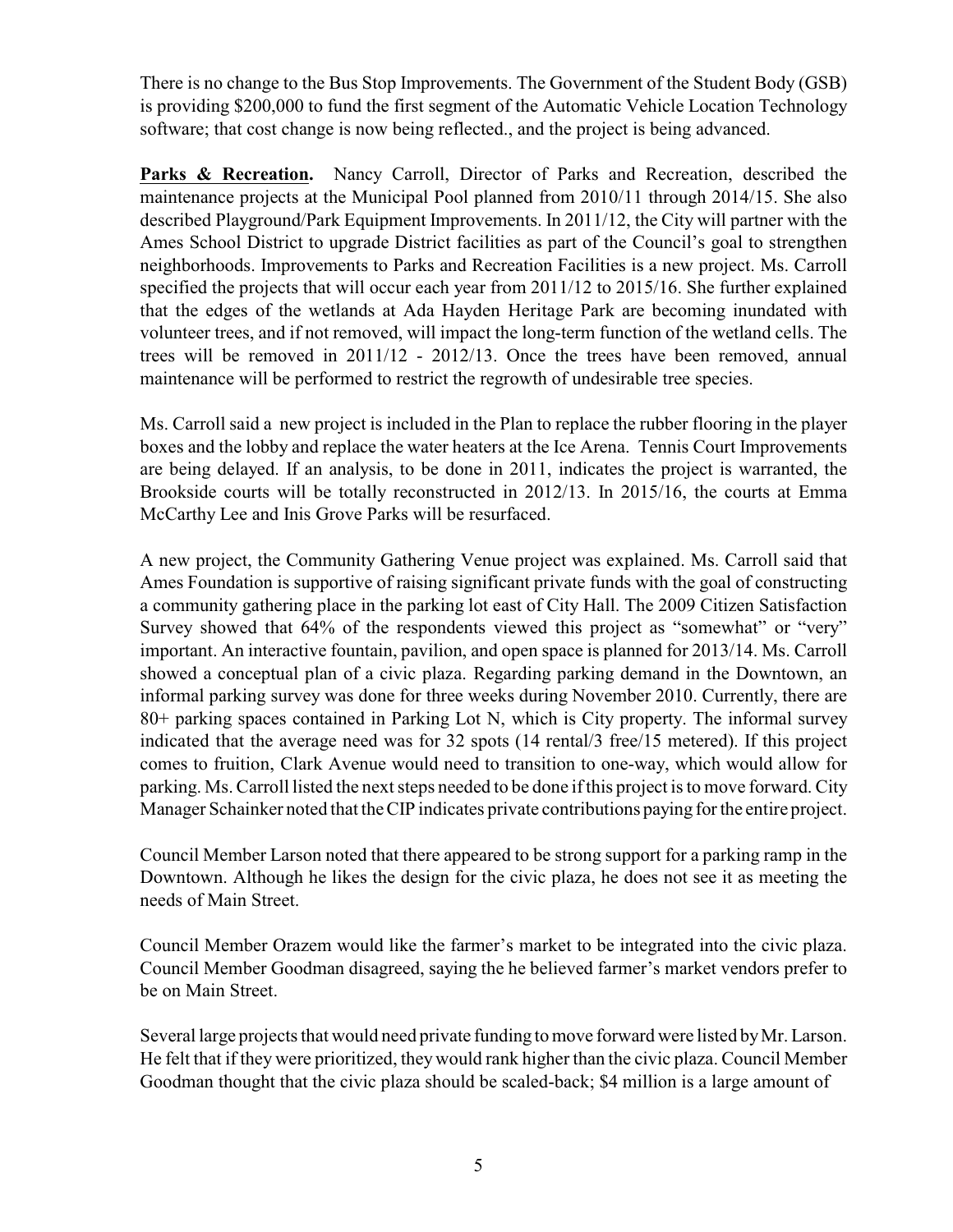There is no change to the Bus Stop Improvements. The Government of the Student Body (GSB) is providing $200,000 to fund the first segment of the Automatic Vehicle Location Technology software; that cost change is now being reflected., and the project is being advanced.

**Parks & Recreation.** Nancy Carroll, Director of Parks and Recreation, described the maintenance projects at the Municipal Pool planned from 2010/11 through 2014/15. She also described Playground/Park Equipment Improvements. In 2011/12, the City will partner with the Ames School District to upgrade District facilities as part of the Council's goal to strengthen neighborhoods. Improvements to Parks and Recreation Facilities is a new project. Ms. Carroll specified the projects that will occur each year from 2011/12 to 2015/16. She further explained that the edges of the wetlands at Ada Hayden Heritage Park are becoming inundated with volunteer trees, and if not removed, will impact the long-term function of the wetland cells. The trees will be removed in 2011/12 - 2012/13. Once the trees have been removed, annual maintenance will be performed to restrict the regrowth of undesirable tree species.

Ms. Carroll said a new project is included in the Plan to replace the rubber flooring in the player boxes and the lobby and replace the water heaters at the Ice Arena. Tennis Court Improvements are being delayed. If an analysis, to be done in 2011, indicates the project is warranted, the Brookside courts will be totally reconstructed in 2012/13. In 2015/16, the courts at Emma McCarthy Lee and Inis Grove Parks will be resurfaced.

A new project, the Community Gathering Venue project was explained. Ms. Carroll said that Ames Foundation is supportive of raising significant private funds with the goal of constructing a community gathering place in the parking lot east of City Hall. The 2009 Citizen Satisfaction Survey showed that 64% of the respondents viewed this project as "somewhat" or "very" important. An interactive fountain, pavilion, and open space is planned for 2013/14. Ms. Carroll showed a conceptual plan of a civic plaza. Regarding parking demand in the Downtown, an informal parking survey was done for three weeks during November 2010. Currently, there are 80+ parking spaces contained in Parking Lot N, which is City property. The informal survey indicated that the average need was for 32 spots (14 rental/3 free/15 metered). If this project comes to fruition, Clark Avenue would need to transition to one-way, which would allow for parking. Ms. Carroll listed the next steps needed to be done if this project is to move forward. City Manager Schainker noted that the CIP indicates private contributions paying for the entire project.

Council Member Larson noted that there appeared to be strong support for a parking ramp in the Downtown. Although he likes the design for the civic plaza, he does not see it as meeting the needs of Main Street.

Council Member Orazem would like the farmer's market to be integrated into the civic plaza. Council Member Goodman disagreed, saying the he believed farmer's market vendors prefer to be on Main Street.

Several large projects that would need private funding to move forward were listed by Mr. Larson. He felt that if they were prioritized, they would rank higher than the civic plaza. Council Member Goodman thought that the civic plaza should be scaled-back; $4 million is a large amount of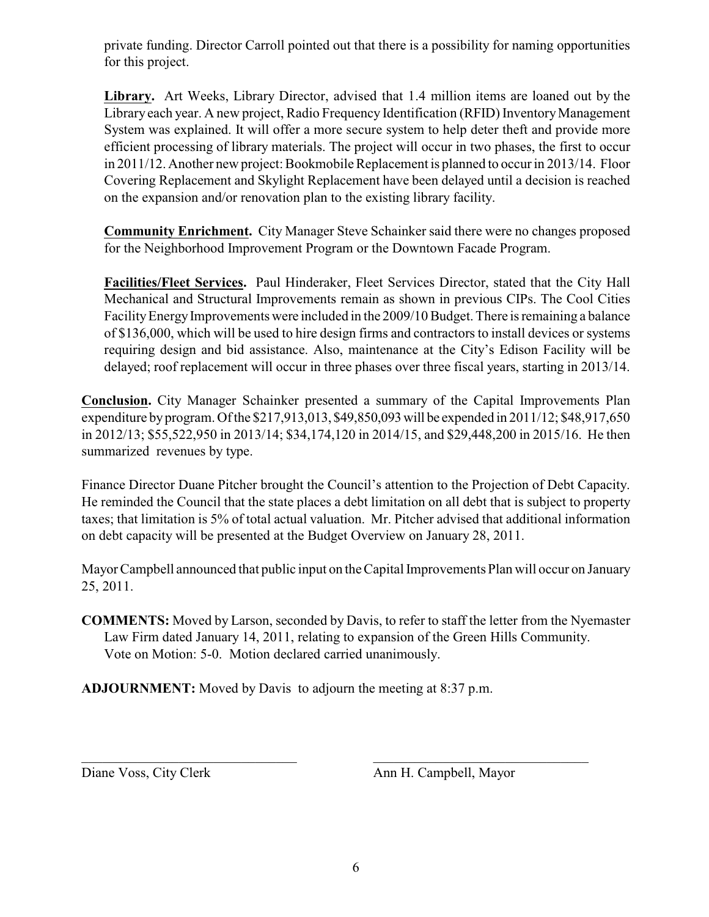private funding. Director Carroll pointed out that there is a possibility for naming opportunities for this project.

**Library.** Art Weeks, Library Director, advised that 1.4 million items are loaned out by the Library each year. A new project, Radio Frequency Identification (RFID) Inventory Management System was explained. It will offer a more secure system to help deter theft and provide more efficient processing of library materials. The project will occur in two phases, the first to occur in 2011/12. Another new project: Bookmobile Replacement is planned to occur in 2013/14. Floor Covering Replacement and Skylight Replacement have been delayed until a decision is reached on the expansion and/or renovation plan to the existing library facility.

**Community Enrichment.** City Manager Steve Schainker said there were no changes proposed for the Neighborhood Improvement Program or the Downtown Facade Program.

**Facilities/Fleet Services.** Paul Hinderaker, Fleet Services Director, stated that the City Hall Mechanical and Structural Improvements remain as shown in previous CIPs. The Cool Cities Facility Energy Improvements were included in the 2009/10 Budget. There is remaining a balance of $136,000, which will be used to hire design firms and contractors to install devices or systems requiring design and bid assistance. Also, maintenance at the City's Edison Facility will be delayed; roof replacement will occur in three phases over three fiscal years, starting in 2013/14.

**Conclusion.** City Manager Schainker presented a summary of the Capital Improvements Plan expenditure by program. Of the $217,913,013, $49,850,093 will be expended in 2011/12; $48,917,650 in 2012/13; $55,522,950 in 2013/14; $34,174,120 in 2014/15, and $29,448,200 in 2015/16. He then summarized revenues by type.

Finance Director Duane Pitcher brought the Council's attention to the Projection of Debt Capacity. He reminded the Council that the state places a debt limitation on all debt that is subject to property taxes; that limitation is 5% of total actual valuation. Mr. Pitcher advised that additional information on debt capacity will be presented at the Budget Overview on January 28, 2011.

Mayor Campbell announced that public input on the Capital Improvements Plan will occur on January 25, 2011.

**COMMENTS:** Moved by Larson, seconded by Davis, to refer to staff the letter from the Nyemaster Law Firm dated January 14, 2011, relating to expansion of the Green Hills Community.
Vote on Motion: 5-0. Motion declared carried unanimously.

**ADJOURNMENT:** Moved by Davis to adjourn the meeting at 8:37 p.m.

\_\_\_\_\_\_\_\_\_\_\_\_\_\_\_\_\_\_\_\_\_\_\_\_\_\_\_\_\_\_\_\_
Diane Voss, City Clerk

\_\_\_\_\_\_\_\_\_\_\_\_\_\_\_\_\_\_\_\_\_\_\_\_\_\_\_\_\_\_\_\_
Ann H. Campbell, Mayor